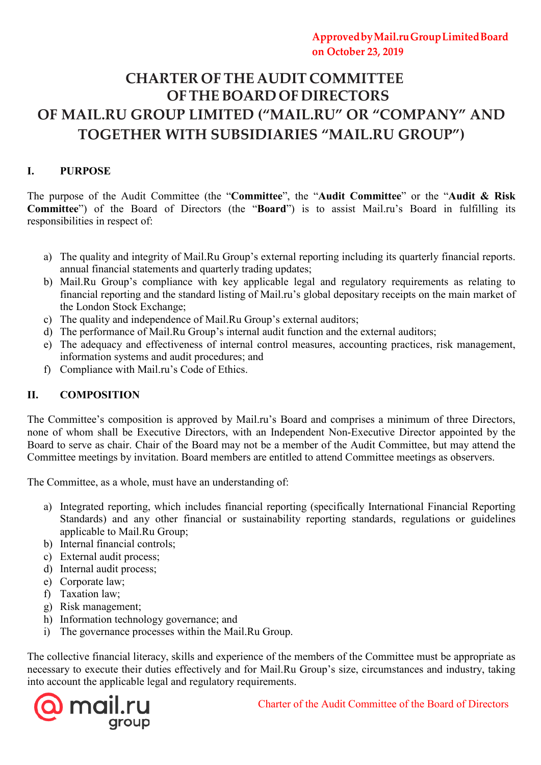Approved by Mail.ru Group Limited Board on October 23, 2019

# CHARTER OF THE AUDIT COMMITTEE OF THE BOARD OF DIRECTORS OF MAIL.RU GROUP LIMITED ("MAIL.RU" OR "COMPANY" AND TOGETHER WITH SUBSIDIARIES "MAIL.RU GROUP")

## I. PURPOSE

The purpose of the Audit Committee (the "**Committee**", the "**Audit Committee**" or the "**Audit & Risk Committee**") of the Board of Directors (the "**Board**") is to assist Mail.ru's Board in fulfilling its responsibilities in respect of:

a) The quality and integrity of Mail.Ru Group's external reporting including its quarterly financial reports. annual financial statements and quarterly trading updates;
b) Mail.Ru Group's compliance with key applicable legal and regulatory requirements as relating to financial reporting and the standard listing of Mail.ru's global depositary receipts on the main market of the London Stock Exchange;
c) The quality and independence of Mail.Ru Group's external auditors;
d) The performance of Mail.Ru Group's internal audit function and the external auditors;
e) The adequacy and effectiveness of internal control measures, accounting practices, risk management, information systems and audit procedures; and
f) Compliance with Mail.ru's Code of Ethics.

## II. COMPOSITION

The Committee's composition is approved by Mail.ru's Board and comprises a minimum of three Directors, none of whom shall be Executive Directors, with an Independent Non-Executive Director appointed by the Board to serve as chair. Chair of the Board may not be a member of the Audit Committee, but may attend the Committee meetings by invitation. Board members are entitled to attend Committee meetings as observers.

The Committee, as a whole, must have an understanding of:

a) Integrated reporting, which includes financial reporting (specifically International Financial Reporting Standards) and any other financial or sustainability reporting standards, regulations or guidelines applicable to Mail.Ru Group;
b) Internal financial controls;
c) External audit process;
d) Internal audit process;
e) Corporate law;
f) Taxation law;
g) Risk management;
h) Information technology governance; and
i) The governance processes within the Mail.Ru Group.

The collective financial literacy, skills and experience of the members of the Committee must be appropriate as necessary to execute their duties effectively and for Mail.Ru Group's size, circumstances and industry, taking into account the applicable legal and regulatory requirements.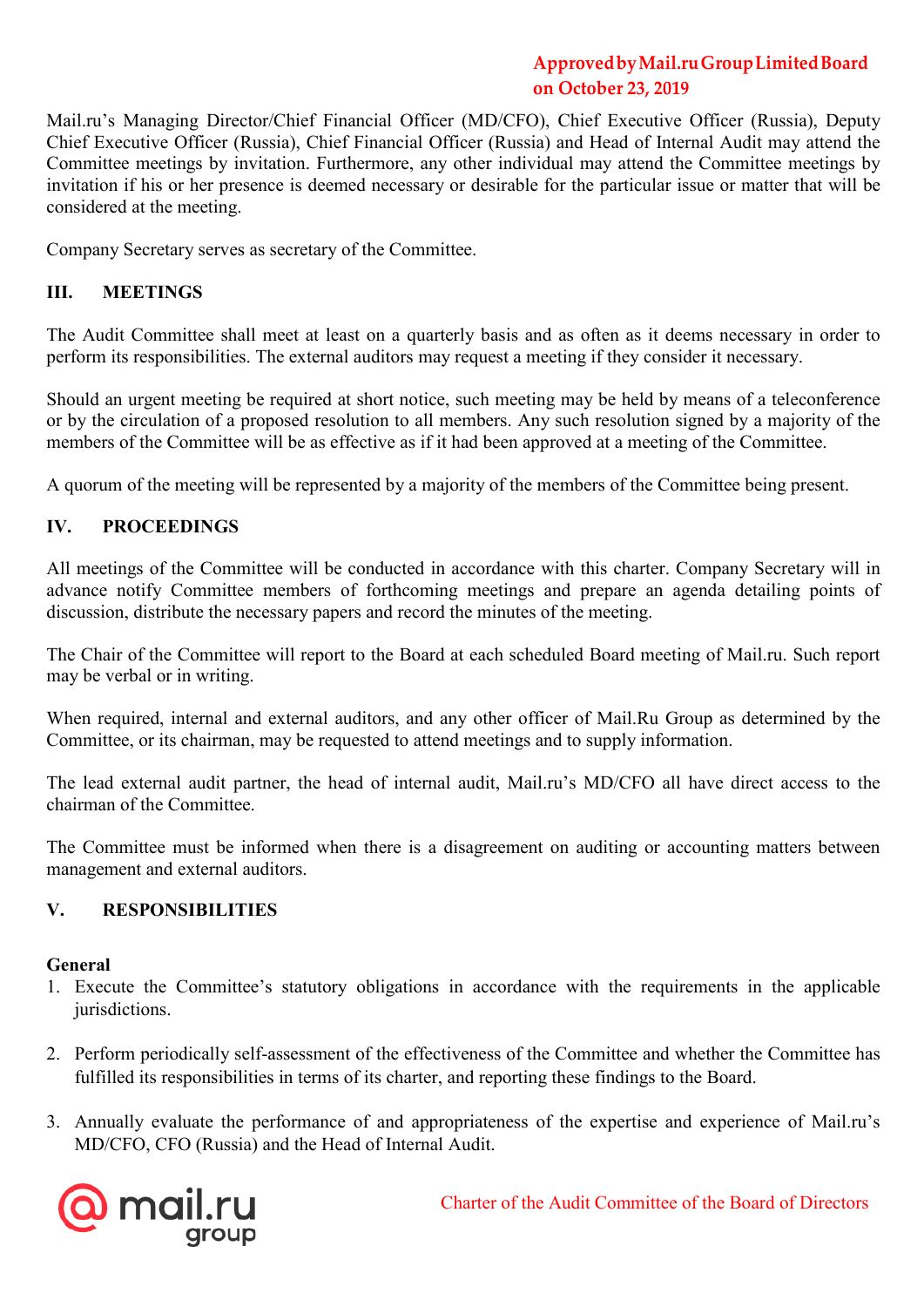Mail.ru's Managing Director/Chief Financial Officer (MD/CFO), Chief Executive Officer (Russia), Deputy Chief Executive Officer (Russia), Chief Financial Officer (Russia) and Head of Internal Audit may attend the Committee meetings by invitation. Furthermore, any other individual may attend the Committee meetings by invitation if his or her presence is deemed necessary or desirable for the particular issue or matter that will be considered at the meeting.

Company Secretary serves as secretary of the Committee.

## III. MEETINGS

The Audit Committee shall meet at least on a quarterly basis and as often as it deems necessary in order to perform its responsibilities. The external auditors may request a meeting if they consider it necessary.

Should an urgent meeting be required at short notice, such meeting may be held by means of a teleconference or by the circulation of a proposed resolution to all members. Any such resolution signed by a majority of the members of the Committee will be as effective as if it had been approved at a meeting of the Committee.

A quorum of the meeting will be represented by a majority of the members of the Committee being present.

## IV. PROCEEDINGS

All meetings of the Committee will be conducted in accordance with this charter. Company Secretary will in advance notify Committee members of forthcoming meetings and prepare an agenda detailing points of discussion, distribute the necessary papers and record the minutes of the meeting.

The Chair of the Committee will report to the Board at each scheduled Board meeting of Mail.ru. Such report may be verbal or in writing.

When required, internal and external auditors, and any other officer of Mail.Ru Group as determined by the Committee, or its chairman, may be requested to attend meetings and to supply information.

The lead external audit partner, the head of internal audit, Mail.ru's MD/CFO all have direct access to the chairman of the Committee.

The Committee must be informed when there is a disagreement on auditing or accounting matters between management and external auditors.

## V. RESPONSIBILITIES

**General**

1. Execute the Committee's statutory obligations in accordance with the requirements in the applicable jurisdictions.

2. Perform periodically self-assessment of the effectiveness of the Committee and whether the Committee has fulfilled its responsibilities in terms of its charter, and reporting these findings to the Board.

3. Annually evaluate the performance of and appropriateness of the expertise and experience of Mail.ru's MD/CFO, CFO (Russia) and the Head of Internal Audit.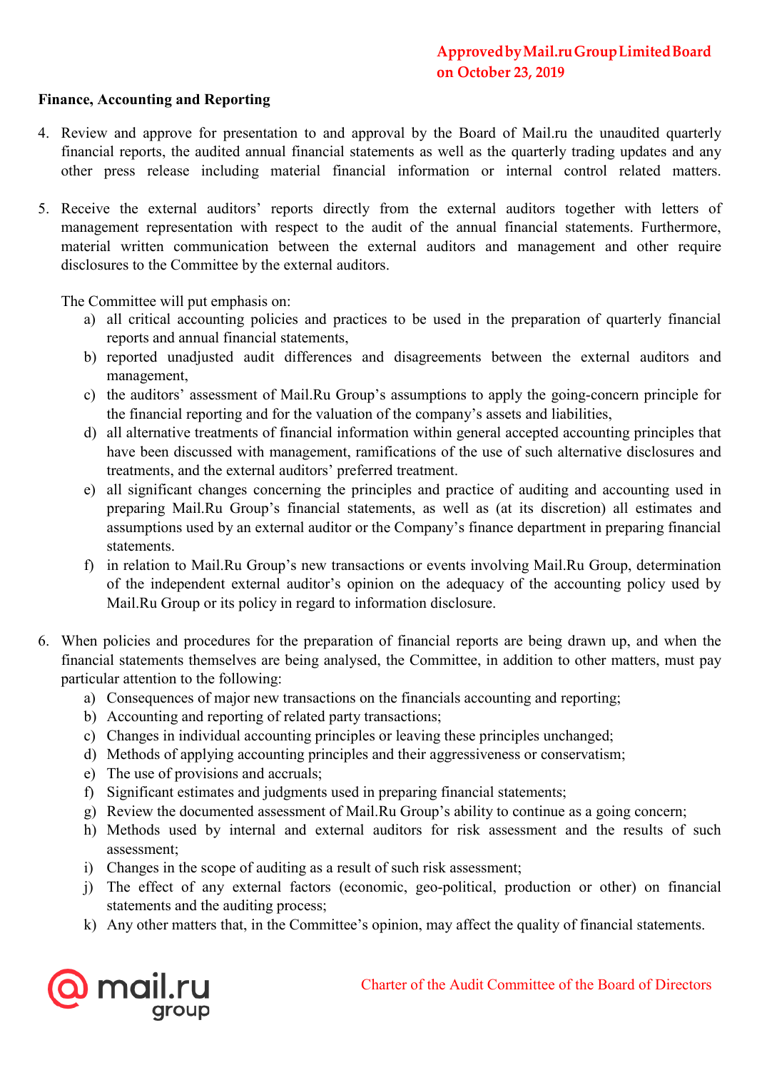**Finance, Accounting and Reporting**

4. Review and approve for presentation to and approval by the Board of Mail.ru the unaudited quarterly financial reports, the audited annual financial statements as well as the quarterly trading updates and any other press release including material financial information or internal control related matters.

5. Receive the external auditors' reports directly from the external auditors together with letters of management representation with respect to the audit of the annual financial statements. Furthermore, material written communication between the external auditors and management and other require disclosures to the Committee by the external auditors.

   The Committee will put emphasis on:

   a) all critical accounting policies and practices to be used in the preparation of quarterly financial reports and annual financial statements,
   b) reported unadjusted audit differences and disagreements between the external auditors and management,
   c) the auditors' assessment of Mail.Ru Group's assumptions to apply the going-concern principle for the financial reporting and for the valuation of the company's assets and liabilities,
   d) all alternative treatments of financial information within general accepted accounting principles that have been discussed with management, ramifications of the use of such alternative disclosures and treatments, and the external auditors' preferred treatment.
   e) all significant changes concerning the principles and practice of auditing and accounting used in preparing Mail.Ru Group's financial statements, as well as (at its discretion) all estimates and assumptions used by an external auditor or the Company's finance department in preparing financial statements.
   f) in relation to Mail.Ru Group's new transactions or events involving Mail.Ru Group, determination of the independent external auditor's opinion on the adequacy of the accounting policy used by Mail.Ru Group or its policy in regard to information disclosure.

6. When policies and procedures for the preparation of financial reports are being drawn up, and when the financial statements themselves are being analysed, the Committee, in addition to other matters, must pay particular attention to the following:

   a) Consequences of major new transactions on the financials accounting and reporting;
   b) Accounting and reporting of related party transactions;
   c) Changes in individual accounting principles or leaving these principles unchanged;
   d) Methods of applying accounting principles and their aggressiveness or conservatism;
   e) The use of provisions and accruals;
   f) Significant estimates and judgments used in preparing financial statements;
   g) Review the documented assessment of Mail.Ru Group's ability to continue as a going concern;
   h) Methods used by internal and external auditors for risk assessment and the results of such assessment;
   i) Changes in the scope of auditing as a result of such risk assessment;
   j) The effect of any external factors (economic, geo-political, production or other) on financial statements and the auditing process;
   k) Any other matters that, in the Committee's opinion, may affect the quality of financial statements.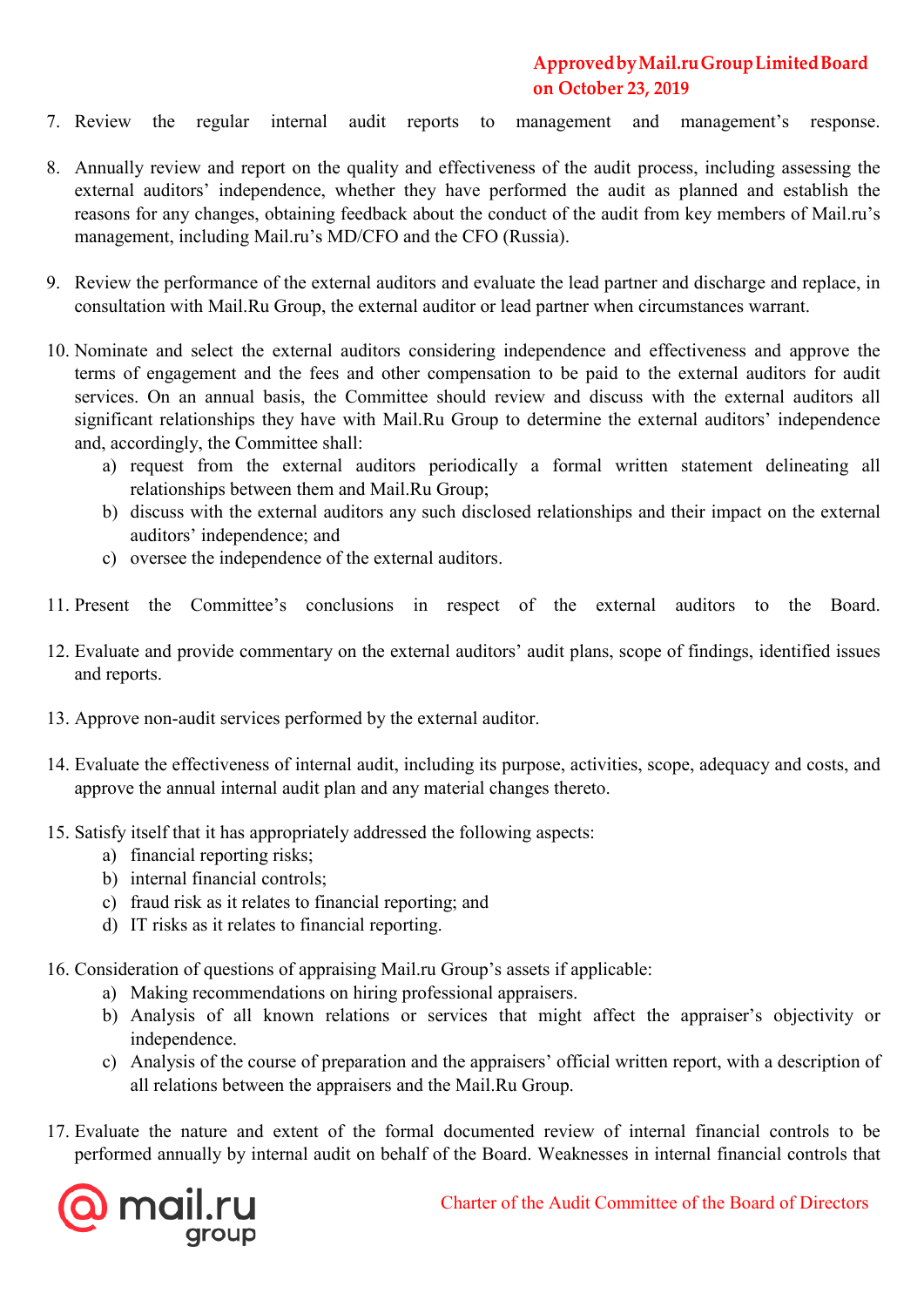7. Review the regular internal audit reports to management and management's response.

8. Annually review and report on the quality and effectiveness of the audit process, including assessing the external auditors' independence, whether they have performed the audit as planned and establish the reasons for any changes, obtaining feedback about the conduct of the audit from key members of Mail.ru's management, including Mail.ru's MD/CFO and the CFO (Russia).

9. Review the performance of the external auditors and evaluate the lead partner and discharge and replace, in consultation with Mail.Ru Group, the external auditor or lead partner when circumstances warrant.

10. Nominate and select the external auditors considering independence and effectiveness and approve the terms of engagement and the fees and other compensation to be paid to the external auditors for audit services. On an annual basis, the Committee should review and discuss with the external auditors all significant relationships they have with Mail.Ru Group to determine the external auditors' independence and, accordingly, the Committee shall:
    a) request from the external auditors periodically a formal written statement delineating all relationships between them and Mail.Ru Group;
    b) discuss with the external auditors any such disclosed relationships and their impact on the external auditors' independence; and
    c) oversee the independence of the external auditors.

11. Present the Committee's conclusions in respect of the external auditors to the Board.

12. Evaluate and provide commentary on the external auditors' audit plans, scope of findings, identified issues and reports.

13. Approve non-audit services performed by the external auditor.

14. Evaluate the effectiveness of internal audit, including its purpose, activities, scope, adequacy and costs, and approve the annual internal audit plan and any material changes thereto.

15. Satisfy itself that it has appropriately addressed the following aspects:
    a) financial reporting risks;
    b) internal financial controls;
    c) fraud risk as it relates to financial reporting; and
    d) IT risks as it relates to financial reporting.

16. Consideration of questions of appraising Mail.ru Group's assets if applicable:
    a) Making recommendations on hiring professional appraisers.
    b) Analysis of all known relations or services that might affect the appraiser's objectivity or independence.
    c) Analysis of the course of preparation and the appraisers' official written report, with a description of all relations between the appraisers and the Mail.Ru Group.

17. Evaluate the nature and extent of the formal documented review of internal financial controls to be performed annually by internal audit on behalf of the Board. Weaknesses in internal financial controls that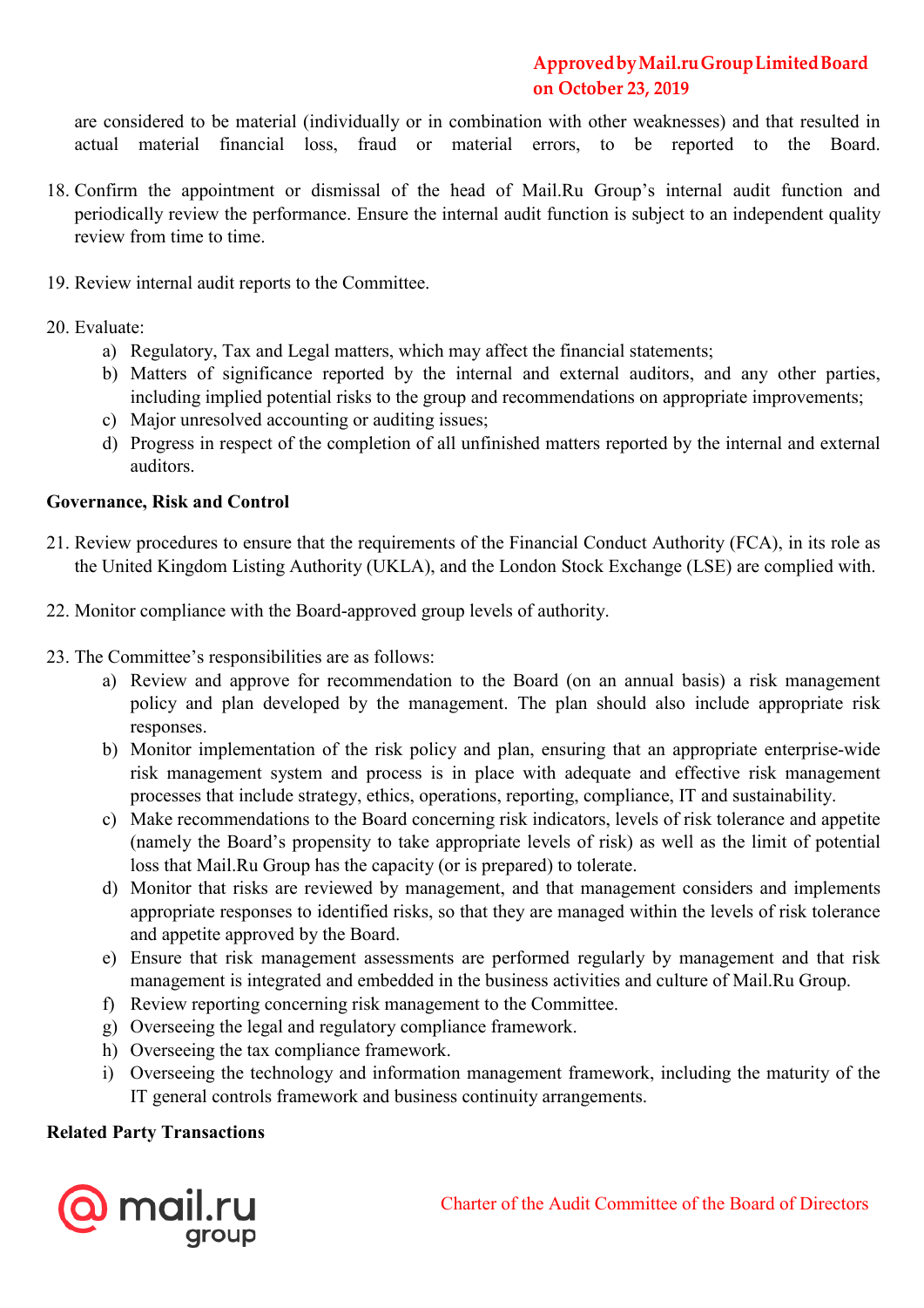are considered to be material (individually or in combination with other weaknesses) and that resulted in actual material financial loss, fraud or material errors, to be reported to the Board.

18. Confirm the appointment or dismissal of the head of Mail.Ru Group's internal audit function and periodically review the performance. Ensure the internal audit function is subject to an independent quality review from time to time.

19. Review internal audit reports to the Committee.

20. Evaluate:
    a) Regulatory, Tax and Legal matters, which may affect the financial statements;
    b) Matters of significance reported by the internal and external auditors, and any other parties, including implied potential risks to the group and recommendations on appropriate improvements;
    c) Major unresolved accounting or auditing issues;
    d) Progress in respect of the completion of all unfinished matters reported by the internal and external auditors.

**Governance, Risk and Control**

21. Review procedures to ensure that the requirements of the Financial Conduct Authority (FCA), in its role as the United Kingdom Listing Authority (UKLA), and the London Stock Exchange (LSE) are complied with.

22. Monitor compliance with the Board-approved group levels of authority.

23. The Committee's responsibilities are as follows:
    a) Review and approve for recommendation to the Board (on an annual basis) a risk management policy and plan developed by the management. The plan should also include appropriate risk responses.
    b) Monitor implementation of the risk policy and plan, ensuring that an appropriate enterprise-wide risk management system and process is in place with adequate and effective risk management processes that include strategy, ethics, operations, reporting, compliance, IT and sustainability.
    c) Make recommendations to the Board concerning risk indicators, levels of risk tolerance and appetite (namely the Board's propensity to take appropriate levels of risk) as well as the limit of potential loss that Mail.Ru Group has the capacity (or is prepared) to tolerate.
    d) Monitor that risks are reviewed by management, and that management considers and implements appropriate responses to identified risks, so that they are managed within the levels of risk tolerance and appetite approved by the Board.
    e) Ensure that risk management assessments are performed regularly by management and that risk management is integrated and embedded in the business activities and culture of Mail.Ru Group.
    f) Review reporting concerning risk management to the Committee.
    g) Overseeing the legal and regulatory compliance framework.
    h) Overseeing the tax compliance framework.
    i) Overseeing the technology and information management framework, including the maturity of the IT general controls framework and business continuity arrangements.

**Related Party Transactions**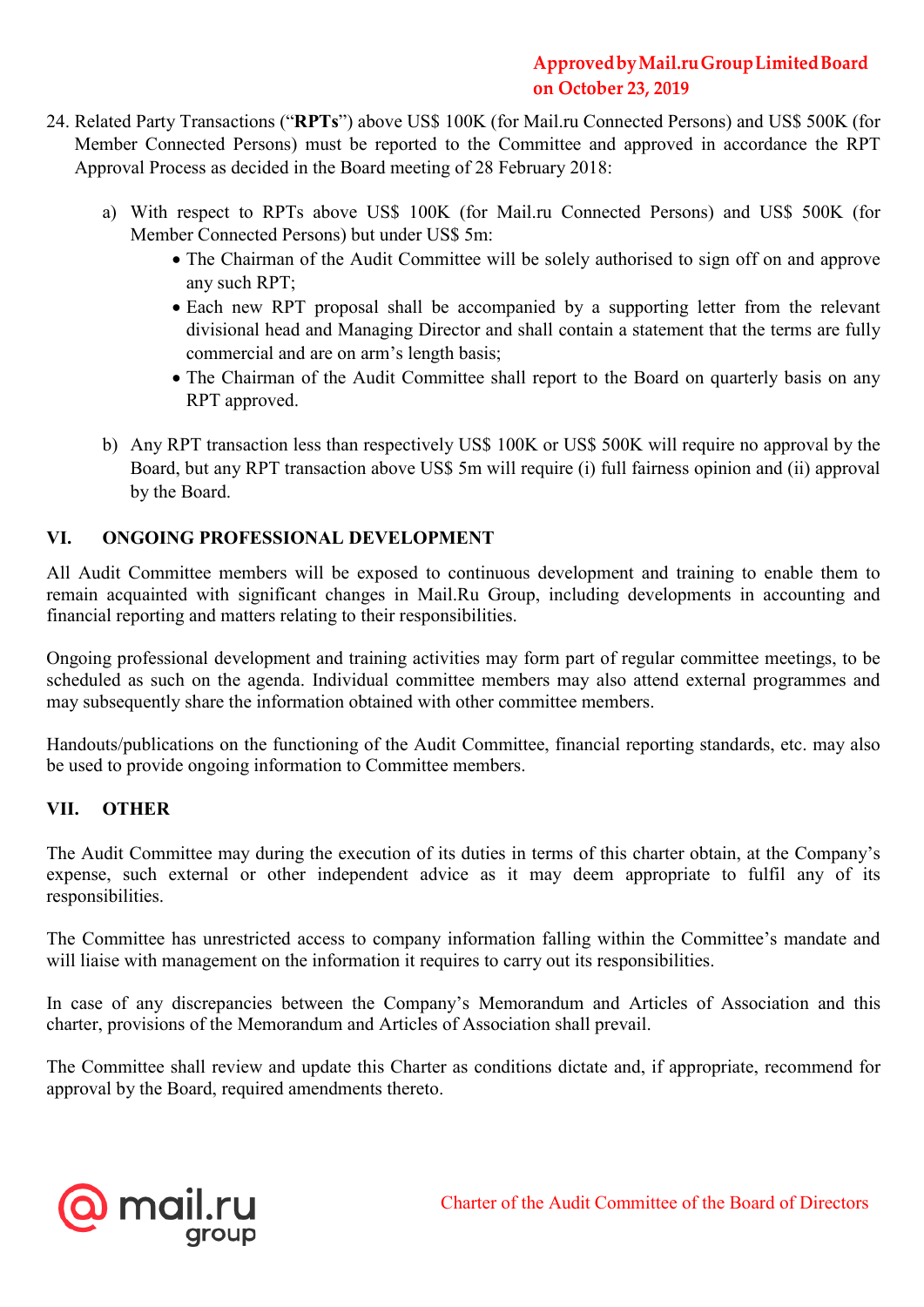24. Related Party Transactions ("**RPTs**") above US$ 100K (for Mail.ru Connected Persons) and US$ 500K (for Member Connected Persons) must be reported to the Committee and approved in accordance the RPT Approval Process as decided in the Board meeting of 28 February 2018:

    a) With respect to RPTs above US$ 100K (for Mail.ru Connected Persons) and US$ 500K (for Member Connected Persons) but under US$ 5m:
        - The Chairman of the Audit Committee will be solely authorised to sign off on and approve any such RPT;
        - Each new RPT proposal shall be accompanied by a supporting letter from the relevant divisional head and Managing Director and shall contain a statement that the terms are fully commercial and are on arm's length basis;
        - The Chairman of the Audit Committee shall report to the Board on quarterly basis on any RPT approved.

    b) Any RPT transaction less than respectively US$ 100K or US$ 500K will require no approval by the Board, but any RPT transaction above US$ 5m will require (i) full fairness opinion and (ii) approval by the Board.

## VI. ONGOING PROFESSIONAL DEVELOPMENT

All Audit Committee members will be exposed to continuous development and training to enable them to remain acquainted with significant changes in Mail.Ru Group, including developments in accounting and financial reporting and matters relating to their responsibilities.

Ongoing professional development and training activities may form part of regular committee meetings, to be scheduled as such on the agenda. Individual committee members may also attend external programmes and may subsequently share the information obtained with other committee members.

Handouts/publications on the functioning of the Audit Committee, financial reporting standards, etc. may also be used to provide ongoing information to Committee members.

## VII. OTHER

The Audit Committee may during the execution of its duties in terms of this charter obtain, at the Company's expense, such external or other independent advice as it may deem appropriate to fulfil any of its responsibilities.

The Committee has unrestricted access to company information falling within the Committee's mandate and will liaise with management on the information it requires to carry out its responsibilities.

In case of any discrepancies between the Company's Memorandum and Articles of Association and this charter, provisions of the Memorandum and Articles of Association shall prevail.

The Committee shall review and update this Charter as conditions dictate and, if appropriate, recommend for approval by the Board, required amendments thereto.